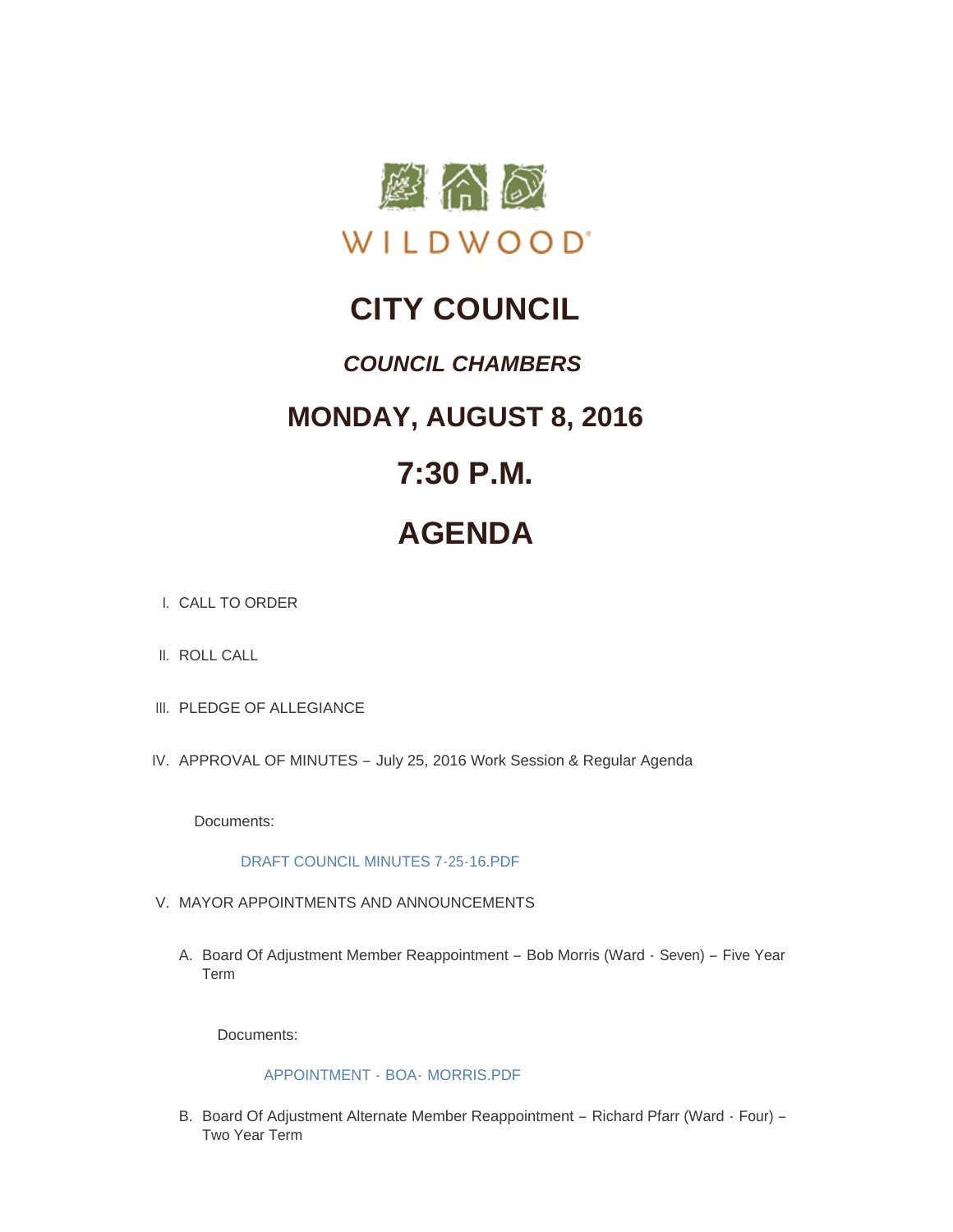WILDWOOD

# CITY COUNCIL

## *COUNCIL CHAMBERS*

## MONDAY, AUGUST 8, 2016

## 7:30 P.M.

## AGENDA

I. CALL TO ORDER

II. ROLL CALL

III. PLEDGE OF ALLEGIANCE

IV. APPROVAL OF MINUTES – July 25, 2016 Work Session & Regular Agenda

Documents:

DRAFT COUNCIL MINUTES 7-25-16.PDF

V. MAYOR APPOINTMENTS AND ANNOUNCEMENTS

A. Board Of Adjustment Member Reappointment – Bob Morris (Ward - Seven) – Five Year Term

Documents:

APPOINTMENT - BOA- MORRIS.PDF

B. Board Of Adjustment Alternate Member Reappointment – Richard Pfarr (Ward - Four) – Two Year Term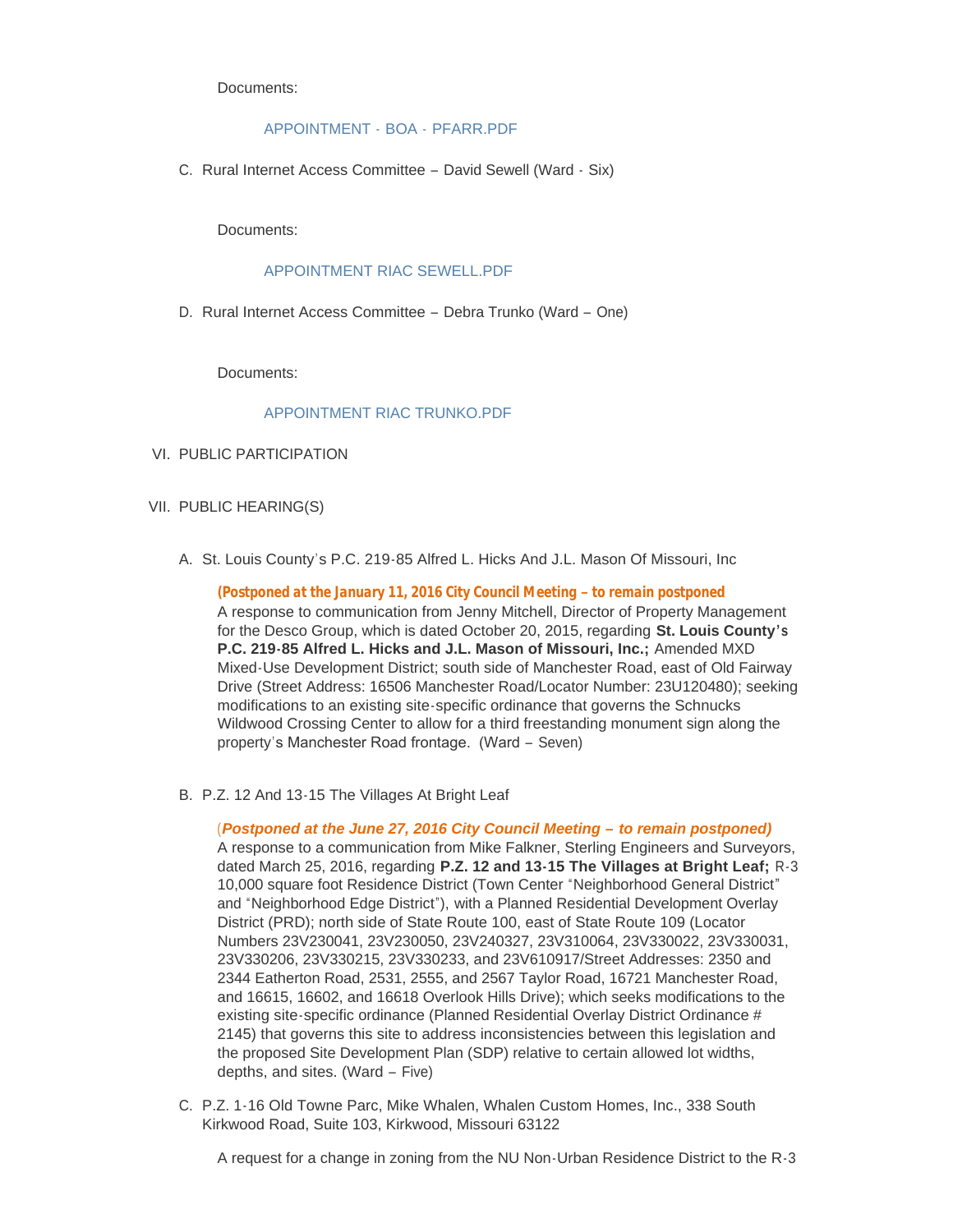Documents:

APPOINTMENT - BOA - PFARR.PDF

C. Rural Internet Access Committee – David Sewell (Ward - Six)

Documents:

APPOINTMENT RIAC SEWELL.PDF

D. Rural Internet Access Committee – Debra Trunko (Ward – One)

Documents:

APPOINTMENT RIAC TRUNKO.PDF

VI. PUBLIC PARTICIPATION

VII. PUBLIC HEARING(S)

A. St. Louis County's P.C. 219-85 Alfred L. Hicks And J.L. Mason Of Missouri, Inc

***(Postponed at the January 11, 2016 City Council Meeting – to remain postponed***

A response to communication from Jenny Mitchell, Director of Property Management for the Desco Group, which is dated October 20, 2015, regarding **St. Louis County's P.C. 219-85 Alfred L. Hicks and J.L. Mason of Missouri, Inc.;** Amended MXD Mixed-Use Development District; south side of Manchester Road, east of Old Fairway Drive (Street Address: 16506 Manchester Road/Locator Number: 23U120480); seeking modifications to an existing site-specific ordinance that governs the Schnucks Wildwood Crossing Center to allow for a third freestanding monument sign along the property's Manchester Road frontage. (Ward – Seven)

B. P.Z. 12 And 13-15 The Villages At Bright Leaf

(***Postponed at the June 27, 2016 City Council Meeting – to remain postponed)***

A response to a communication from Mike Falkner, Sterling Engineers and Surveyors, dated March 25, 2016, regarding **P.Z. 12 and 13-15 The Villages at Bright Leaf;** R-3 10,000 square foot Residence District (Town Center "Neighborhood General District" and "Neighborhood Edge District"), with a Planned Residential Development Overlay District (PRD); north side of State Route 100, east of State Route 109 (Locator Numbers 23V230041, 23V230050, 23V240327, 23V310064, 23V330022, 23V330031, 23V330206, 23V330215, 23V330233, and 23V610917/Street Addresses: 2350 and 2344 Eatherton Road, 2531, 2555, and 2567 Taylor Road, 16721 Manchester Road, and 16615, 16602, and 16618 Overlook Hills Drive); which seeks modifications to the existing site-specific ordinance (Planned Residential Overlay District Ordinance # 2145) that governs this site to address inconsistencies between this legislation and the proposed Site Development Plan (SDP) relative to certain allowed lot widths, depths, and sites. (Ward – Five)

C. P.Z. 1-16 Old Towne Parc, Mike Whalen, Whalen Custom Homes, Inc., 338 South Kirkwood Road, Suite 103, Kirkwood, Missouri 63122

A request for a change in zoning from the NU Non-Urban Residence District to the R-3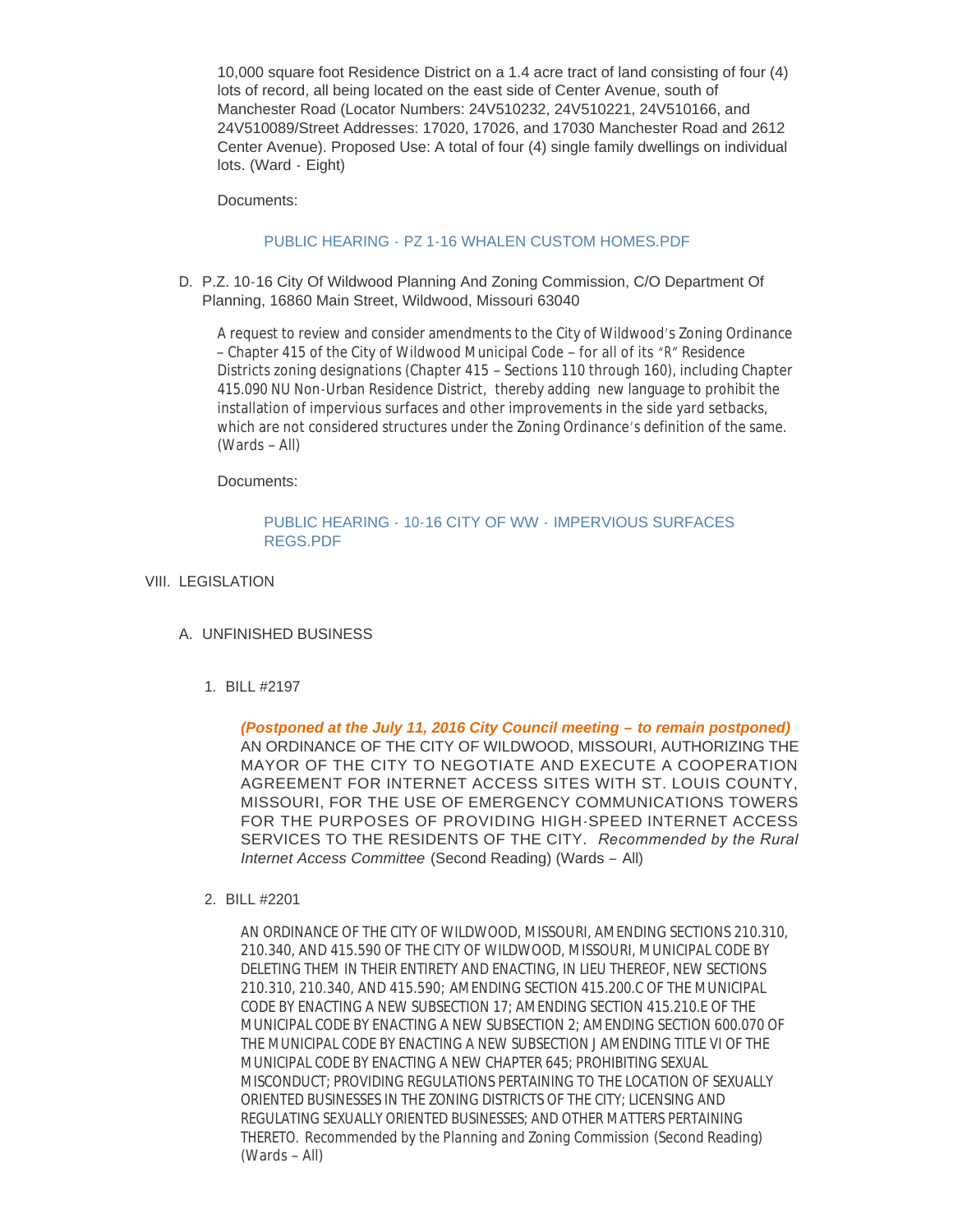10,000 square foot Residence District on a 1.4 acre tract of land consisting of four (4) lots of record, all being located on the east side of Center Avenue, south of Manchester Road (Locator Numbers: 24V510232, 24V510221, 24V510166, and 24V510089/Street Addresses: 17020, 17026, and 17030 Manchester Road and 2612 Center Avenue). Proposed Use: A total of four (4) single family dwellings on individual lots. (Ward - Eight)

Documents:

PUBLIC HEARING - PZ 1-16 WHALEN CUSTOM HOMES.PDF

D. P.Z. 10-16 City Of Wildwood Planning And Zoning Commission, C/O Department Of Planning, 16860 Main Street, Wildwood, Missouri 63040

A request to review and consider amendments to the City of Wildwood's Zoning Ordinance – Chapter 415 of the City of Wildwood Municipal Code – for all of its "R" Residence Districts zoning designations (Chapter 415 – Sections 110 through 160), including Chapter 415.090 NU Non-Urban Residence District, thereby adding new language to prohibit the installation of impervious surfaces and other improvements in the side yard setbacks, which are not considered structures under the Zoning Ordinance's definition of the same. (Wards – All)

Documents:

PUBLIC HEARING - 10-16 CITY OF WW - IMPERVIOUS SURFACES REGS.PDF

VIII. LEGISLATION

A. UNFINISHED BUSINESS

1. BILL #2197

*(Postponed at the July 11, 2016 City Council meeting – to remain postponed)* AN ORDINANCE OF THE CITY OF WILDWOOD, MISSOURI, AUTHORIZING THE MAYOR OF THE CITY TO NEGOTIATE AND EXECUTE A COOPERATION AGREEMENT FOR INTERNET ACCESS SITES WITH ST. LOUIS COUNTY, MISSOURI, FOR THE USE OF EMERGENCY COMMUNICATIONS TOWERS FOR THE PURPOSES OF PROVIDING HIGH-SPEED INTERNET ACCESS SERVICES TO THE RESIDENTS OF THE CITY. *Recommended by the Rural Internet Access Committee* (Second Reading) (Wards – All)

2. BILL #2201

AN ORDINANCE OF THE CITY OF WILDWOOD, MISSOURI, AMENDING SECTIONS 210.310, 210.340, AND 415.590 OF THE CITY OF WILDWOOD, MISSOURI, MUNICIPAL CODE BY DELETING THEM IN THEIR ENTIRETY AND ENACTING, IN LIEU THEREOF, NEW SECTIONS 210.310, 210.340, AND 415.590; AMENDING SECTION 415.200.C OF THE MUNICIPAL CODE BY ENACTING A NEW SUBSECTION 17; AMENDING SECTION 415.210.E OF THE MUNICIPAL CODE BY ENACTING A NEW SUBSECTION 2; AMENDING SECTION 600.070 OF THE MUNICIPAL CODE BY ENACTING A NEW SUBSECTION J AMENDING TITLE VI OF THE MUNICIPAL CODE BY ENACTING A NEW CHAPTER 645; PROHIBITING SEXUAL MISCONDUCT; PROVIDING REGULATIONS PERTAINING TO THE LOCATION OF SEXUALLY ORIENTED BUSINESSES IN THE ZONING DISTRICTS OF THE CITY; LICENSING AND REGULATING SEXUALLY ORIENTED BUSINESSES; AND OTHER MATTERS PERTAINING THERETO. Recommended by the Planning and Zoning Commission (Second Reading) (Wards – All)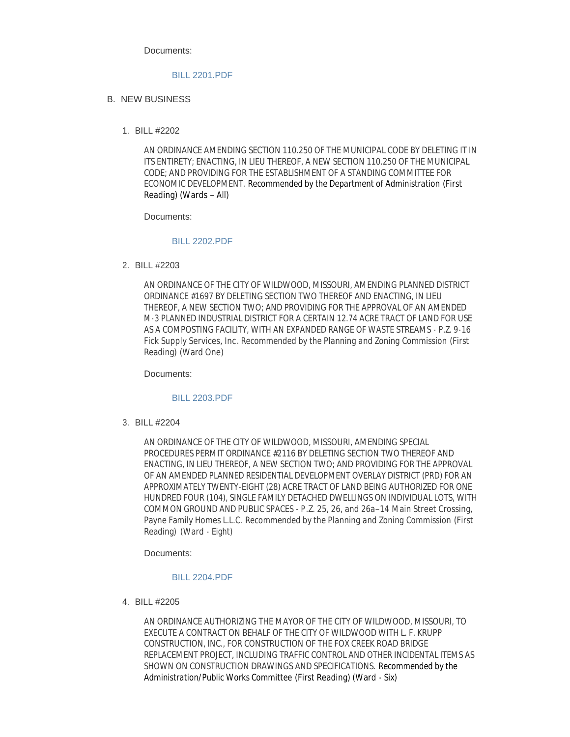Documents:

BILL 2201.PDF

B. NEW BUSINESS

1. BILL #2202

   AN ORDINANCE AMENDING SECTION 110.250 OF THE MUNICIPAL CODE BY DELETING IT IN ITS ENTIRETY; ENACTING, IN LIEU THEREOF, A NEW SECTION 110.250 OF THE MUNICIPAL CODE; AND PROVIDING FOR THE ESTABLISHMENT OF A STANDING COMMITTEE FOR ECONOMIC DEVELOPMENT. Recommended by the Department of Administration (First Reading) (Wards – All)

   Documents:

   BILL 2202.PDF

2. BILL #2203

   AN ORDINANCE OF THE CITY OF WILDWOOD, MISSOURI, AMENDING PLANNED DISTRICT ORDINANCE #1697 BY DELETING SECTION TWO THEREOF AND ENACTING, IN LIEU THEREOF, A NEW SECTION TWO; AND PROVIDING FOR THE APPROVAL OF AN AMENDED M-3 PLANNED INDUSTRIAL DISTRICT FOR A CERTAIN 12.74 ACRE TRACT OF LAND FOR USE AS A COMPOSTING FACILITY, WITH AN EXPANDED RANGE OF WASTE STREAMS - P.Z. 9-16 Fick Supply Services, Inc. Recommended by the Planning and Zoning Commission (First Reading) (Ward One)

   Documents:

   BILL 2203.PDF

3. BILL #2204

   AN ORDINANCE OF THE CITY OF WILDWOOD, MISSOURI, AMENDING SPECIAL PROCEDURES PERMIT ORDINANCE #2116 BY DELETING SECTION TWO THEREOF AND ENACTING, IN LIEU THEREOF, A NEW SECTION TWO; AND PROVIDING FOR THE APPROVAL OF AN AMENDED PLANNED RESIDENTIAL DEVELOPMENT OVERLAY DISTRICT (PRD) FOR AN APPROXIMATELY TWENTY-EIGHT (28) ACRE TRACT OF LAND BEING AUTHORIZED FOR ONE HUNDRED FOUR (104), SINGLE FAMILY DETACHED DWELLINGS ON INDIVIDUAL LOTS, WITH COMMON GROUND AND PUBLIC SPACES - P.Z. 25, 26, and 26a–14 Main Street Crossing, Payne Family Homes L.L.C. Recommended by the Planning and Zoning Commission (First Reading) (Ward - Eight)

   Documents:

   BILL 2204.PDF

4. BILL #2205

   AN ORDINANCE AUTHORIZING THE MAYOR OF THE CITY OF WILDWOOD, MISSOURI, TO EXECUTE A CONTRACT ON BEHALF OF THE CITY OF WILDWOOD WITH L. F. KRUPP CONSTRUCTION, INC., FOR CONSTRUCTION OF THE FOX CREEK ROAD BRIDGE REPLACEMENT PROJECT, INCLUDING TRAFFIC CONTROL AND OTHER INCIDENTAL ITEMS AS SHOWN ON CONSTRUCTION DRAWINGS AND SPECIFICATIONS. Recommended by the Administration/Public Works Committee (First Reading) (Ward - Six)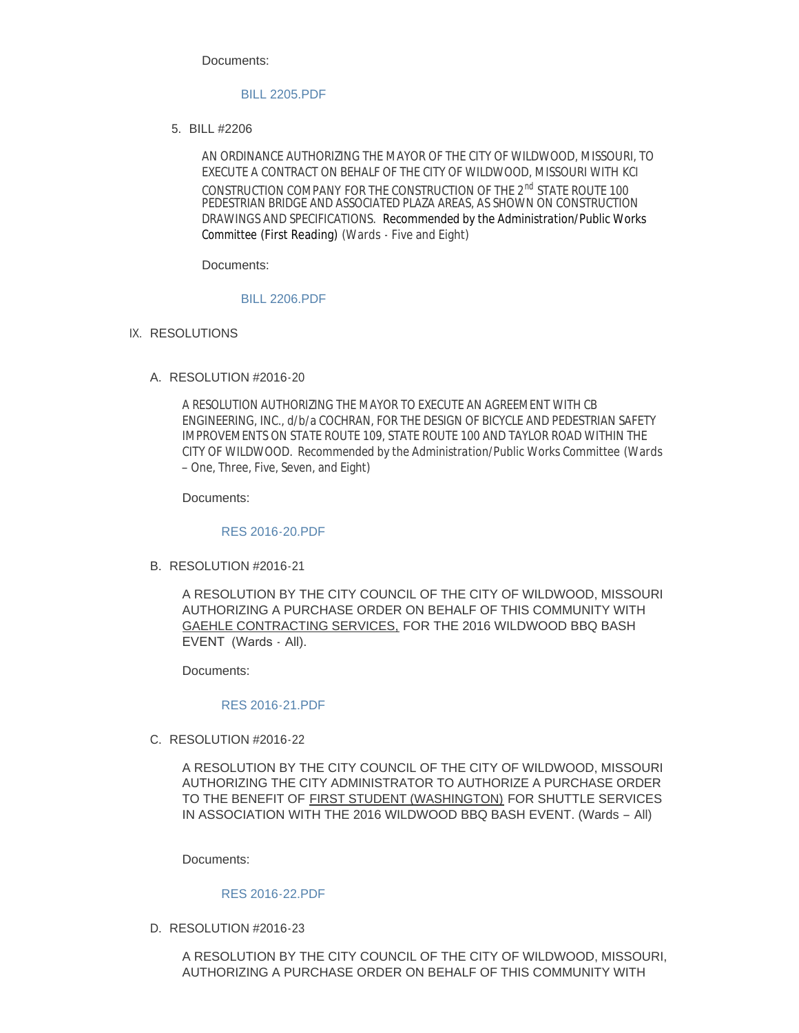Documents:

BILL 2205.PDF

5. BILL #2206

AN ORDINANCE AUTHORIZING THE MAYOR OF THE CITY OF WILDWOOD, MISSOURI, TO EXECUTE A CONTRACT ON BEHALF OF THE CITY OF WILDWOOD, MISSOURI WITH KCI CONSTRUCTION COMPANY FOR THE CONSTRUCTION OF THE 2nd STATE ROUTE 100 PEDESTRIAN BRIDGE AND ASSOCIATED PLAZA AREAS, AS SHOWN ON CONSTRUCTION DRAWINGS AND SPECIFICATIONS. Recommended by the Administration/Public Works Committee (First Reading) (Wards - Five and Eight)

Documents:

BILL 2206.PDF

IX. RESOLUTIONS

A. RESOLUTION #2016-20

A RESOLUTION AUTHORIZING THE MAYOR TO EXECUTE AN AGREEMENT WITH CB ENGINEERING, INC., d/b/a COCHRAN, FOR THE DESIGN OF BICYCLE AND PEDESTRIAN SAFETY IMPROVEMENTS ON STATE ROUTE 109, STATE ROUTE 100 AND TAYLOR ROAD WITHIN THE CITY OF WILDWOOD. Recommended by the Administration/Public Works Committee (Wards – One, Three, Five, Seven, and Eight)

Documents:

RES 2016-20.PDF

B. RESOLUTION #2016-21

A RESOLUTION BY THE CITY COUNCIL OF THE CITY OF WILDWOOD, MISSOURI AUTHORIZING A PURCHASE ORDER ON BEHALF OF THIS COMMUNITY WITH GAEHLE CONTRACTING SERVICES, FOR THE 2016 WILDWOOD BBQ BASH EVENT (Wards - All).

Documents:

RES 2016-21.PDF

C. RESOLUTION #2016-22

A RESOLUTION BY THE CITY COUNCIL OF THE CITY OF WILDWOOD, MISSOURI AUTHORIZING THE CITY ADMINISTRATOR TO AUTHORIZE A PURCHASE ORDER TO THE BENEFIT OF FIRST STUDENT (WASHINGTON) FOR SHUTTLE SERVICES IN ASSOCIATION WITH THE 2016 WILDWOOD BBQ BASH EVENT. (Wards – All)

Documents:

RES 2016-22.PDF

D. RESOLUTION #2016-23

A RESOLUTION BY THE CITY COUNCIL OF THE CITY OF WILDWOOD, MISSOURI, AUTHORIZING A PURCHASE ORDER ON BEHALF OF THIS COMMUNITY WITH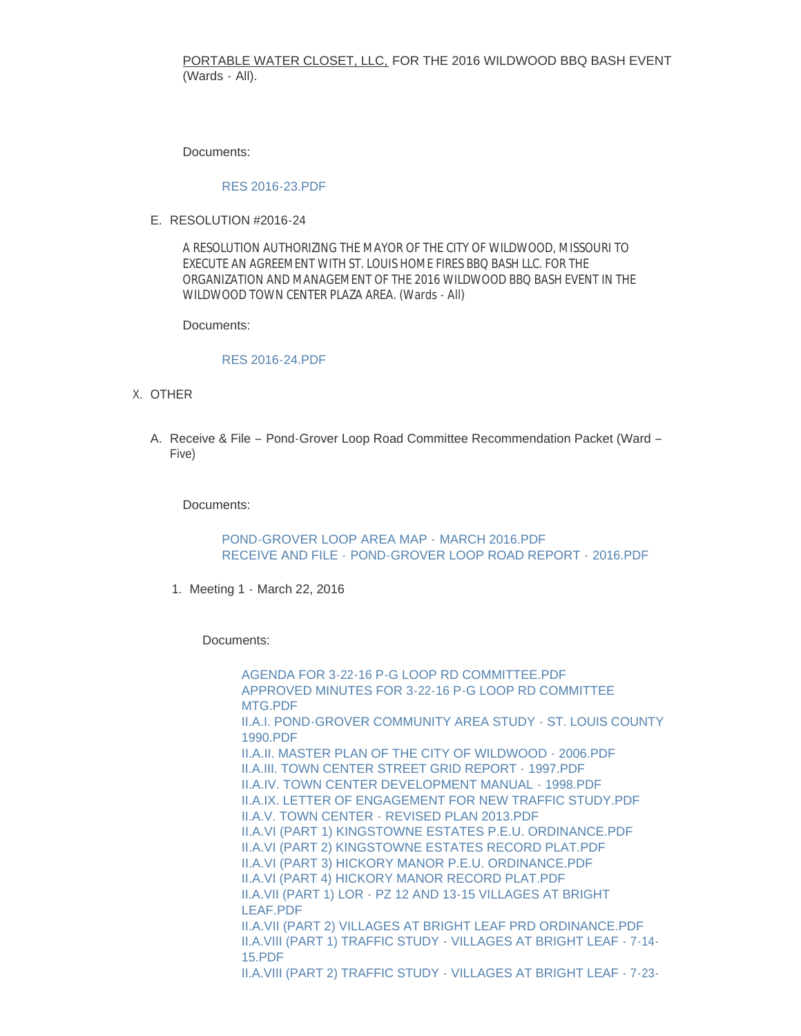PORTABLE WATER CLOSET, LLC, FOR THE 2016 WILDWOOD BBQ BASH EVENT (Wards - All).

Documents:

RES 2016-23.PDF

E. RESOLUTION #2016-24

A RESOLUTION AUTHORIZING THE MAYOR OF THE CITY OF WILDWOOD, MISSOURI TO EXECUTE AN AGREEMENT WITH ST. LOUIS HOME FIRES BBQ BASH LLC. FOR THE ORGANIZATION AND MANAGEMENT OF THE 2016 WILDWOOD BBQ BASH EVENT IN THE WILDWOOD TOWN CENTER PLAZA AREA. (Wards - All)

Documents:

RES 2016-24.PDF

X. OTHER

A. Receive & File – Pond-Grover Loop Road Committee Recommendation Packet (Ward – Five)

Documents:

POND-GROVER LOOP AREA MAP - MARCH 2016.PDF
RECEIVE AND FILE - POND-GROVER LOOP ROAD REPORT - 2016.PDF

1. Meeting 1 - March 22, 2016

Documents:

AGENDA FOR 3-22-16 P-G LOOP RD COMMITTEE.PDF
APPROVED MINUTES FOR 3-22-16 P-G LOOP RD COMMITTEE MTG.PDF
II.A.I. POND-GROVER COMMUNITY AREA STUDY - ST. LOUIS COUNTY 1990.PDF
II.A.II. MASTER PLAN OF THE CITY OF WILDWOOD - 2006.PDF
II.A.III. TOWN CENTER STREET GRID REPORT - 1997.PDF
II.A.IV. TOWN CENTER DEVELOPMENT MANUAL - 1998.PDF
II.A.IX. LETTER OF ENGAGEMENT FOR NEW TRAFFIC STUDY.PDF
II.A.V. TOWN CENTER - REVISED PLAN 2013.PDF
II.A.VI (PART 1) KINGSTOWNE ESTATES P.E.U. ORDINANCE.PDF
II.A.VI (PART 2) KINGSTOWNE ESTATES RECORD PLAT.PDF
II.A.VI (PART 3) HICKORY MANOR P.E.U. ORDINANCE.PDF
II.A.VI (PART 4) HICKORY MANOR RECORD PLAT.PDF
II.A.VII (PART 1) LOR - PZ 12 AND 13-15 VILLAGES AT BRIGHT LEAF.PDF
II.A.VII (PART 2) VILLAGES AT BRIGHT LEAF PRD ORDINANCE.PDF
II.A.VIII (PART 1) TRAFFIC STUDY - VILLAGES AT BRIGHT LEAF - 7-14-15.PDF
II.A.VIII (PART 2) TRAFFIC STUDY - VILLAGES AT BRIGHT LEAF - 7-23-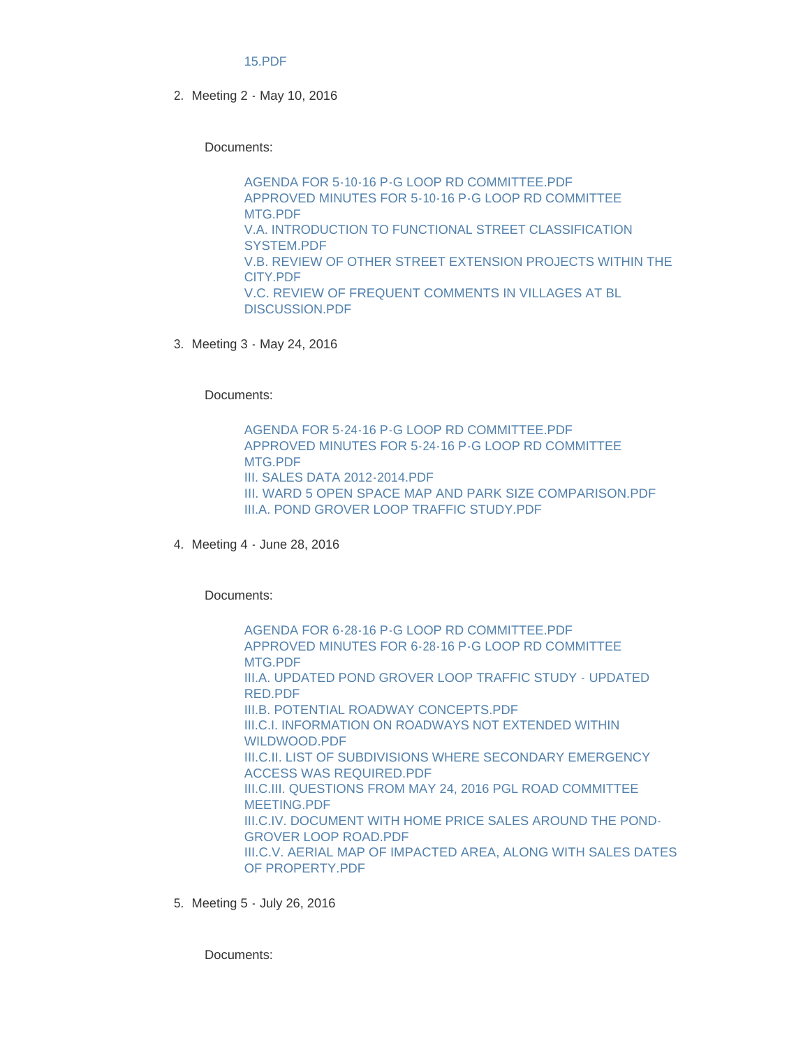15.PDF

2. Meeting 2 - May 10, 2016

   Documents:

   AGENDA FOR 5-10-16 P-G LOOP RD COMMITTEE.PDF
   APPROVED MINUTES FOR 5-10-16 P-G LOOP RD COMMITTEE MTG.PDF
   V.A. INTRODUCTION TO FUNCTIONAL STREET CLASSIFICATION SYSTEM.PDF
   V.B. REVIEW OF OTHER STREET EXTENSION PROJECTS WITHIN THE CITY.PDF
   V.C. REVIEW OF FREQUENT COMMENTS IN VILLAGES AT BL DISCUSSION.PDF

3. Meeting 3 - May 24, 2016

   Documents:

   AGENDA FOR 5-24-16 P-G LOOP RD COMMITTEE.PDF
   APPROVED MINUTES FOR 5-24-16 P-G LOOP RD COMMITTEE MTG.PDF
   III. SALES DATA 2012-2014.PDF
   III. WARD 5 OPEN SPACE MAP AND PARK SIZE COMPARISON.PDF
   III.A. POND GROVER LOOP TRAFFIC STUDY.PDF

4. Meeting 4 - June 28, 2016

   Documents:

   AGENDA FOR 6-28-16 P-G LOOP RD COMMITTEE.PDF
   APPROVED MINUTES FOR 6-28-16 P-G LOOP RD COMMITTEE MTG.PDF
   III.A. UPDATED POND GROVER LOOP TRAFFIC STUDY - UPDATED RED.PDF
   III.B. POTENTIAL ROADWAY CONCEPTS.PDF
   III.C.I. INFORMATION ON ROADWAYS NOT EXTENDED WITHIN WILDWOOD.PDF
   III.C.II. LIST OF SUBDIVISIONS WHERE SECONDARY EMERGENCY ACCESS WAS REQUIRED.PDF
   III.C.III. QUESTIONS FROM MAY 24, 2016 PGL ROAD COMMITTEE MEETING.PDF
   III.C.IV. DOCUMENT WITH HOME PRICE SALES AROUND THE POND-GROVER LOOP ROAD.PDF
   III.C.V. AERIAL MAP OF IMPACTED AREA, ALONG WITH SALES DATES OF PROPERTY.PDF

5. Meeting 5 - July 26, 2016

   Documents: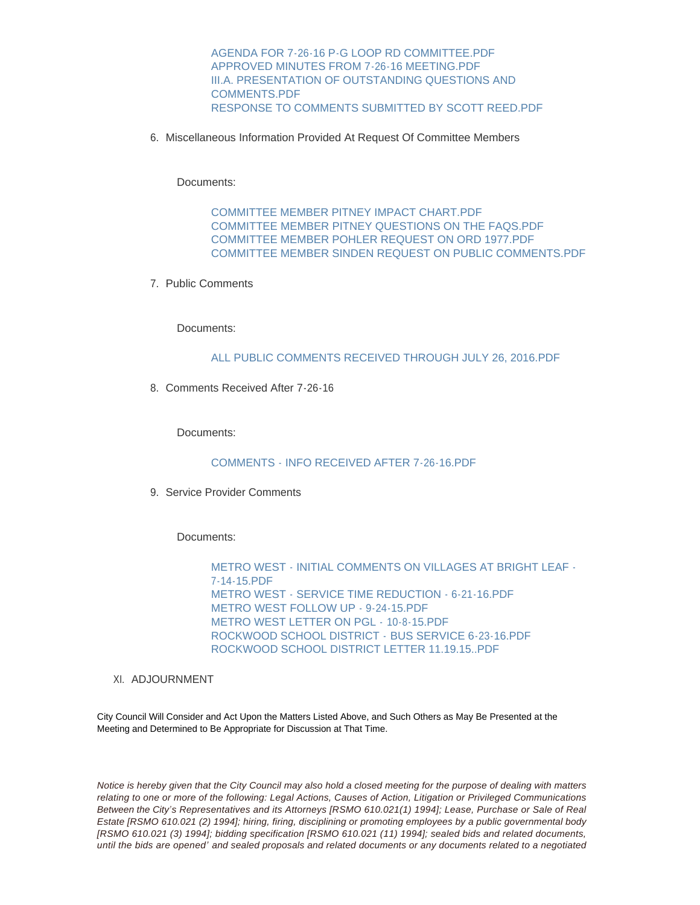AGENDA FOR 7-26-16 P-G LOOP RD COMMITTEE.PDF
APPROVED MINUTES FROM 7-26-16 MEETING.PDF
III.A. PRESENTATION OF OUTSTANDING QUESTIONS AND COMMENTS.PDF
RESPONSE TO COMMENTS SUBMITTED BY SCOTT REED.PDF

6. Miscellaneous Information Provided At Request Of Committee Members

   Documents:

   COMMITTEE MEMBER PITNEY IMPACT CHART.PDF
   COMMITTEE MEMBER PITNEY QUESTIONS ON THE FAQS.PDF
   COMMITTEE MEMBER POHLER REQUEST ON ORD 1977.PDF
   COMMITTEE MEMBER SINDEN REQUEST ON PUBLIC COMMENTS.PDF

7. Public Comments

   Documents:

   ALL PUBLIC COMMENTS RECEIVED THROUGH JULY 26, 2016.PDF

8. Comments Received After 7-26-16

   Documents:

   COMMENTS - INFO RECEIVED AFTER 7-26-16.PDF

9. Service Provider Comments

   Documents:

   METRO WEST - INITIAL COMMENTS ON VILLAGES AT BRIGHT LEAF - 7-14-15.PDF
   METRO WEST - SERVICE TIME REDUCTION - 6-21-16.PDF
   METRO WEST FOLLOW UP - 9-24-15.PDF
   METRO WEST LETTER ON PGL - 10-8-15.PDF
   ROCKWOOD SCHOOL DISTRICT - BUS SERVICE 6-23-16.PDF
   ROCKWOOD SCHOOL DISTRICT LETTER 11.19.15..PDF

XI. ADJOURNMENT

City Council Will Consider and Act Upon the Matters Listed Above, and Such Others as May Be Presented at the Meeting and Determined to Be Appropriate for Discussion at That Time.

*Notice is hereby given that the City Council may also hold a closed meeting for the purpose of dealing with matters relating to one or more of the following: Legal Actions, Causes of Action, Litigation or Privileged Communications Between the City's Representatives and its Attorneys [RSMO 610.021(1) 1994]; Lease, Purchase or Sale of Real Estate [RSMO 610.021 (2) 1994]; hiring, firing, disciplining or promoting employees by a public governmental body [RSMO 610.021 (3) 1994]; bidding specification [RSMO 610.021 (11) 1994]; sealed bids and related documents, until the bids are opened' and sealed proposals and related documents or any documents related to a negotiated*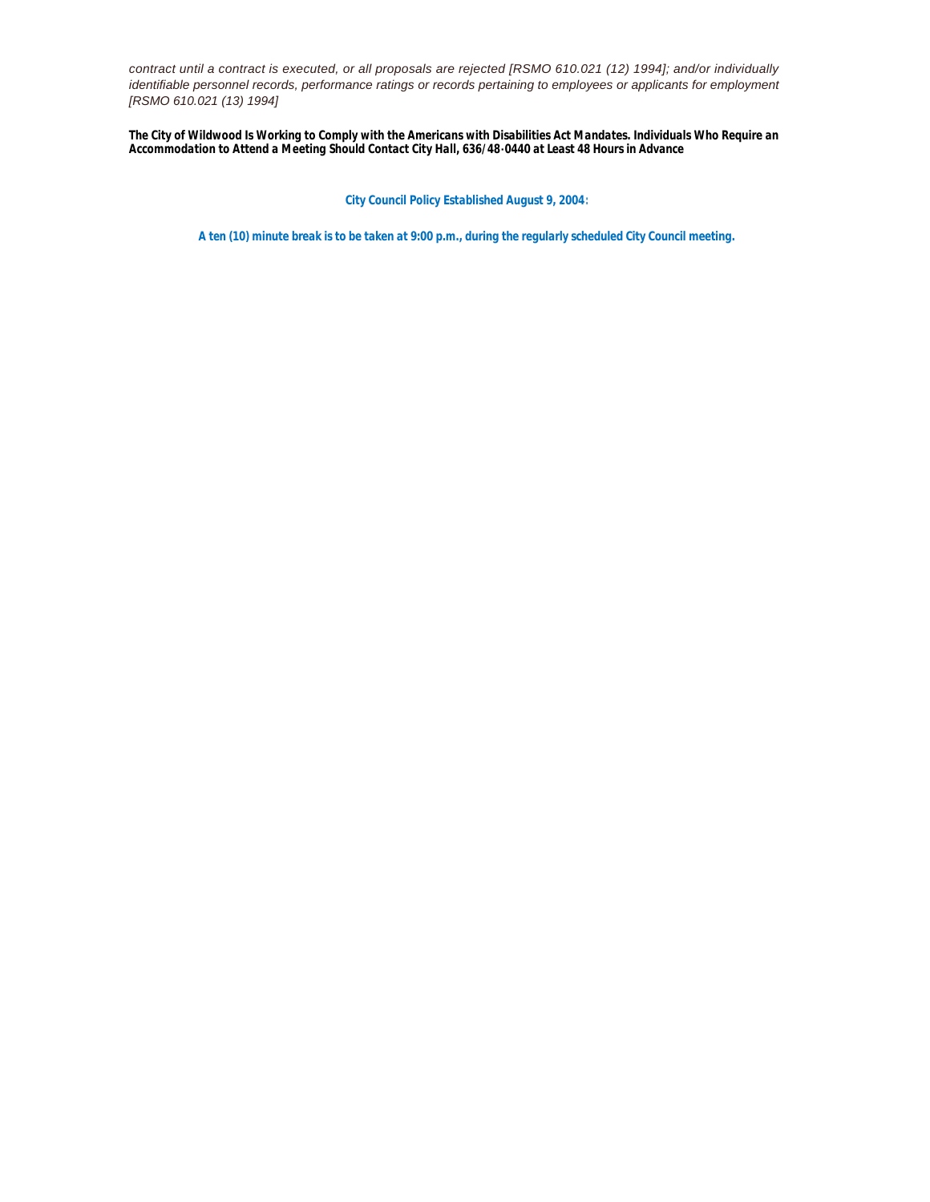*contract until a contract is executed, or all proposals are rejected [RSMO 610.021 (12) 1994]; and/or individually identifiable personnel records, performance ratings or records pertaining to employees or applicants for employment [RSMO 610.021 (13) 1994]*

***The City of Wildwood Is Working to Comply with the Americans with Disabilities Act Mandates. Individuals Who Require an Accommodation to Attend a Meeting Should Contact City Hall, 636/48·0440 at Least 48 Hours in Advance***

***City Council Policy Established August 9, 2004:***

***A ten (10) minute break is to be taken at 9:00 p.m., during the regularly scheduled City Council meeting.***